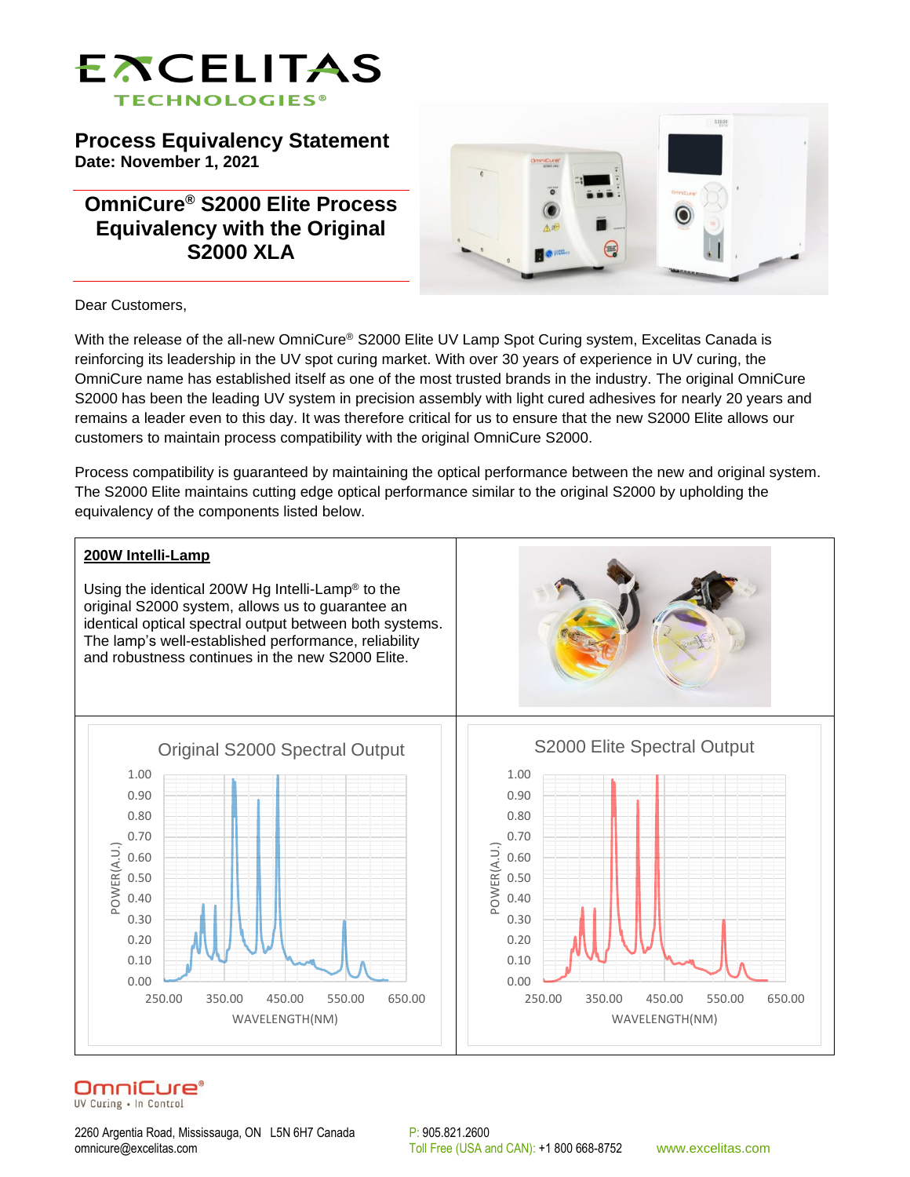# Process Equivalency Statement

**Date: November 1, 2021**

## OmniCure® S2000 Elite Process Equivalency with the Original S2000 XLA

Dear Customers,

With the release of the all-new OmniCure® S2000 Elite UV Lamp Spot Curing system, Excelitas Canada is reinforcing its leadership in the UV spot curing market. With over 30 years of experience in UV curing, the OmniCure name has established itself as one of the most trusted brands in the industry. The original OmniCure S2000 has been the leading UV system in precision assembly with light cured adhesives for nearly 20 years and remains a leader even to this day. It was therefore critical for us to ensure that the new S2000 Elite allows our customers to maintain process compatibility with the original OmniCure S2000.

Process compatibility is guaranteed by maintaining the optical performance between the new and original system. The S2000 Elite maintains cutting edge optical performance similar to the original S2000 by upholding the equivalency of the components listed below.

### 200W Intelli-Lamp

Using the identical 200W Hg Intelli-Lamp® to the original S2000 system, allows us to guarantee an identical optical spectral output between both systems. The lamp's well-established performance, reliability and robustness continues in the new S2000 Elite.

**Original S2000 Spectral Output**

**S2000 Elite Spectral Output**

2260 Argentia Road, Mississauga, ON L5N 6H7 Canada
omnicure@excelitas.com

P: 905.821.2600
Toll Free (USA and CAN): +1 800 668-8752

www.excelitas.com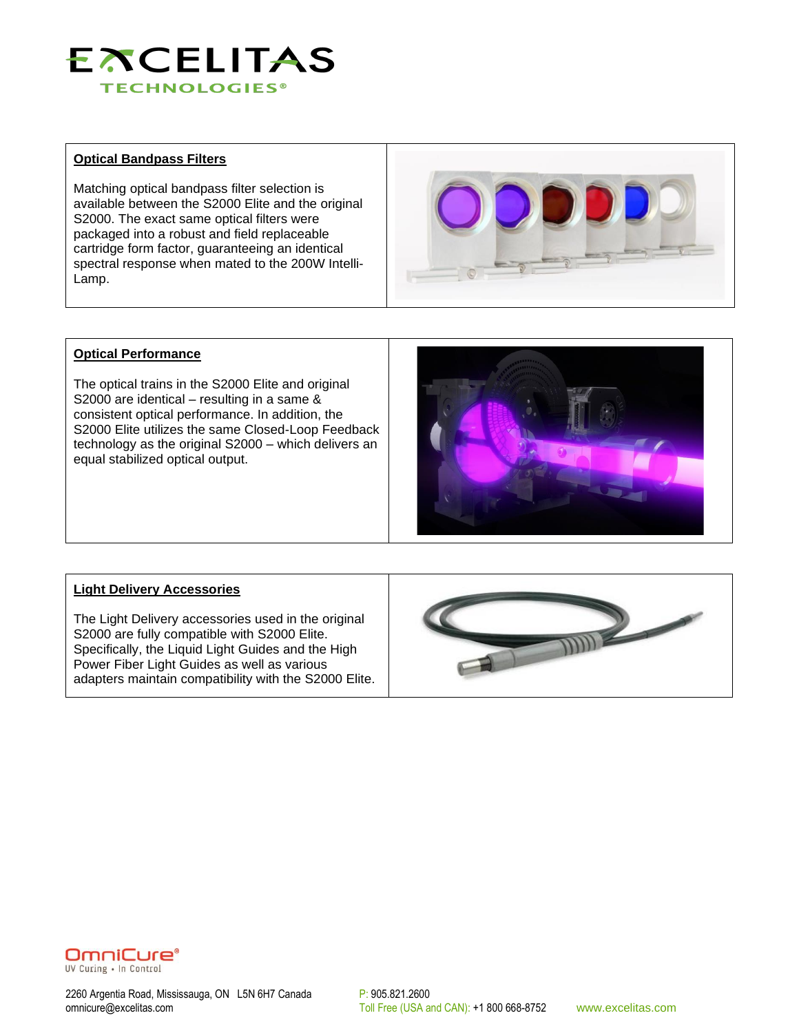## Optical Bandpass Filters

Matching optical bandpass filter selection is available between the S2000 Elite and the original S2000. The exact same optical filters were packaged into a robust and field replaceable cartridge form factor, guaranteeing an identical spectral response when mated to the 200W Intelli-Lamp.

## Optical Performance

The optical trains in the S2000 Elite and original S2000 are identical – resulting in a same & consistent optical performance. In addition, the S2000 Elite utilizes the same Closed-Loop Feedback technology as the original S2000 – which delivers an equal stabilized optical output.

## Light Delivery Accessories

The Light Delivery accessories used in the original S2000 are fully compatible with S2000 Elite. Specifically, the Liquid Light Guides and the High Power Fiber Light Guides as well as various adapters maintain compatibility with the S2000 Elite.

2260 Argentia Road, Mississauga, ON L5N 6H7 Canada
omnicure@excelitas.com

P: 905.821.2600
Toll Free (USA and CAN): +1 800 668-8752

www.excelitas.com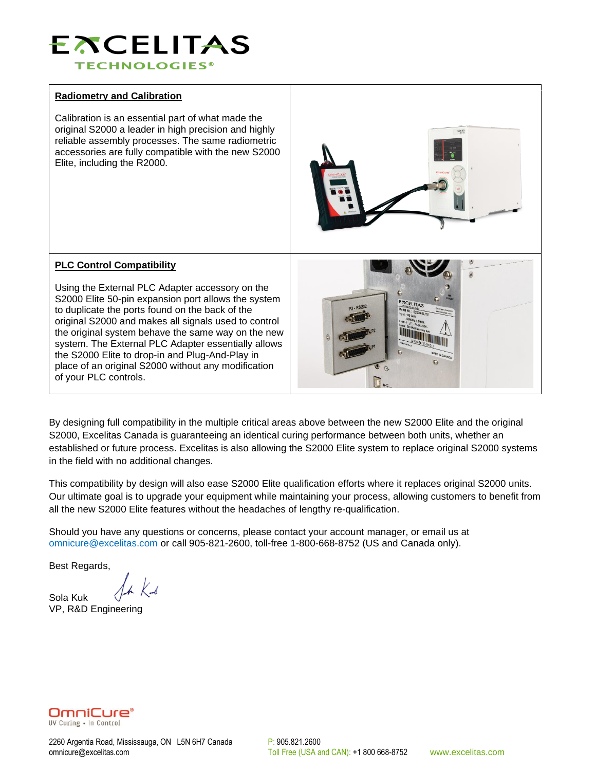**Radiometry and Calibration**

Calibration is an essential part of what made the original S2000 a leader in high precision and highly reliable assembly processes. The same radiometric accessories are fully compatible with the new S2000 Elite, including the R2000.

**PLC Control Compatibility**

Using the External PLC Adapter accessory on the S2000 Elite 50-pin expansion port allows the system to duplicate the ports found on the back of the original S2000 and makes all signals used to control the original system behave the same way on the new system. The External PLC Adapter essentially allows the S2000 Elite to drop-in and Plug-And-Play in place of an original S2000 without any modification of your PLC controls.

By designing full compatibility in the multiple critical areas above between the new S2000 Elite and the original S2000, Excelitas Canada is guaranteeing an identical curing performance between both units, whether an established or future process. Excelitas is also allowing the S2000 Elite system to replace original S2000 systems in the field with no additional changes.

This compatibility by design will also ease S2000 Elite qualification efforts where it replaces original S2000 units. Our ultimate goal is to upgrade your equipment while maintaining your process, allowing customers to benefit from all the new S2000 Elite features without the headaches of lengthy re-qualification.

Should you have any questions or concerns, please contact your account manager, or email us at omnicure@excelitas.com or call 905-821-2600, toll-free 1-800-668-8752 (US and Canada only).

Best Regards,

Sola Kuk
VP, R&D Engineering

2260 Argentia Road, Mississauga, ON L5N 6H7 Canada
omnicure@excelitas.com

P: 905.821.2600
Toll Free (USA and CAN): +1 800 668-8752

www.excelitas.com